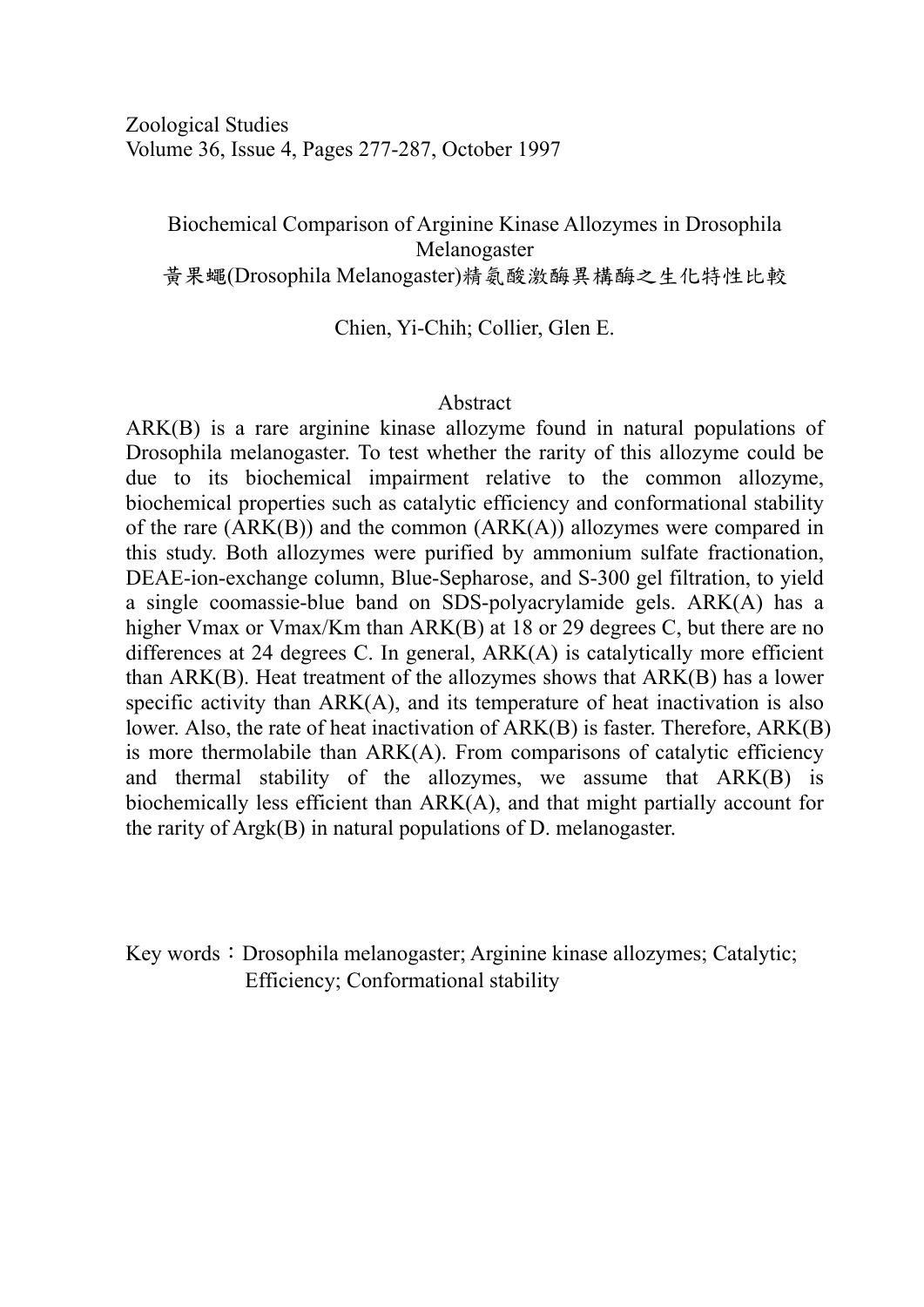Zoological Studies
Volume 36, Issue 4, Pages 277-287, October 1997

# Biochemical Comparison of Arginine Kinase Allozymes in Drosophila Melanogaster
# 黃果蠅(Drosophila Melanogaster)精氨酸激酶異構酶之生化特性比較

Chien, Yi-Chih; Collier, Glen E.

## Abstract

ARK(B) is a rare arginine kinase allozyme found in natural populations of Drosophila melanogaster. To test whether the rarity of this allozyme could be due to its biochemical impairment relative to the common allozyme, biochemical properties such as catalytic efficiency and conformational stability of the rare (ARK(B)) and the common (ARK(A)) allozymes were compared in this study. Both allozymes were purified by ammonium sulfate fractionation, DEAE-ion-exchange column, Blue-Sepharose, and S-300 gel filtration, to yield a single coomassie-blue band on SDS-polyacrylamide gels. ARK(A) has a higher Vmax or Vmax/Km than ARK(B) at 18 or 29 degrees C, but there are no differences at 24 degrees C. In general, ARK(A) is catalytically more efficient than ARK(B). Heat treatment of the allozymes shows that ARK(B) has a lower specific activity than ARK(A), and its temperature of heat inactivation is also lower. Also, the rate of heat inactivation of ARK(B) is faster. Therefore, ARK(B) is more thermolabile than ARK(A). From comparisons of catalytic efficiency and thermal stability of the allozymes, we assume that ARK(B) is biochemically less efficient than ARK(A), and that might partially account for the rarity of Argk(B) in natural populations of D. melanogaster.

Key words：Drosophila melanogaster; Arginine kinase allozymes; Catalytic; Efficiency; Conformational stability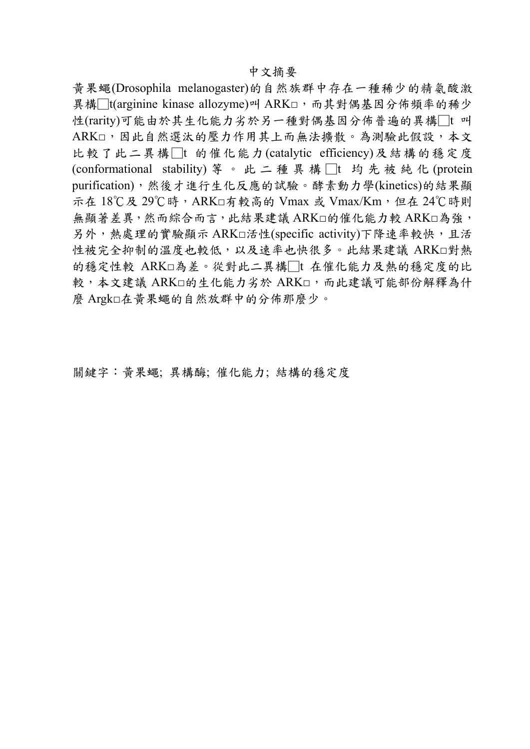# 中文摘要

黃果蠅(Drosophila melanogaster)的自然族群中存在一種稀少的精氨酸激異構□t(arginine kinase allozyme)叫 ARK□，而其對偶基因分佈頻率的稀少性(rarity)可能由於其生化能力劣於另一種對偶基因分佈普遍的異構□t 叫 ARK□，因此自然選汰的壓力作用其上而無法擴散。為測驗此假設，本文比較了此二異構□t 的催化能力(catalytic efficiency)及結構的穩定度(conformational stability)等。此二種異構□t 均先被純化(protein purification)，然後才進行生化反應的試驗。酵素動力學(kinetics)的結果顯示在 18℃及 29℃時，ARK□有較高的 Vmax 或 Vmax/Km，但在 24℃時則無顯著差異，然而綜合而言，此結果建議 ARK□的催化能力較 ARK□為強，另外，熱處理的實驗顯示 ARK□活性(specific activity)下降速率較快，且活性被完全抑制的溫度也較低，以及速率也快很多。此結果建議 ARK□對熱的穩定性較 ARK□為差。從對此二異構□t 在催化能力及熱的穩定度的比較，本文建議 ARK□的生化能力劣於 ARK□，而此建議可能部份解釋為什麼 Argk□在黃果蠅的自然放群中的分佈那麼少。

關鍵字：黃果蠅; 異構酶; 催化能力; 結構的穩定度